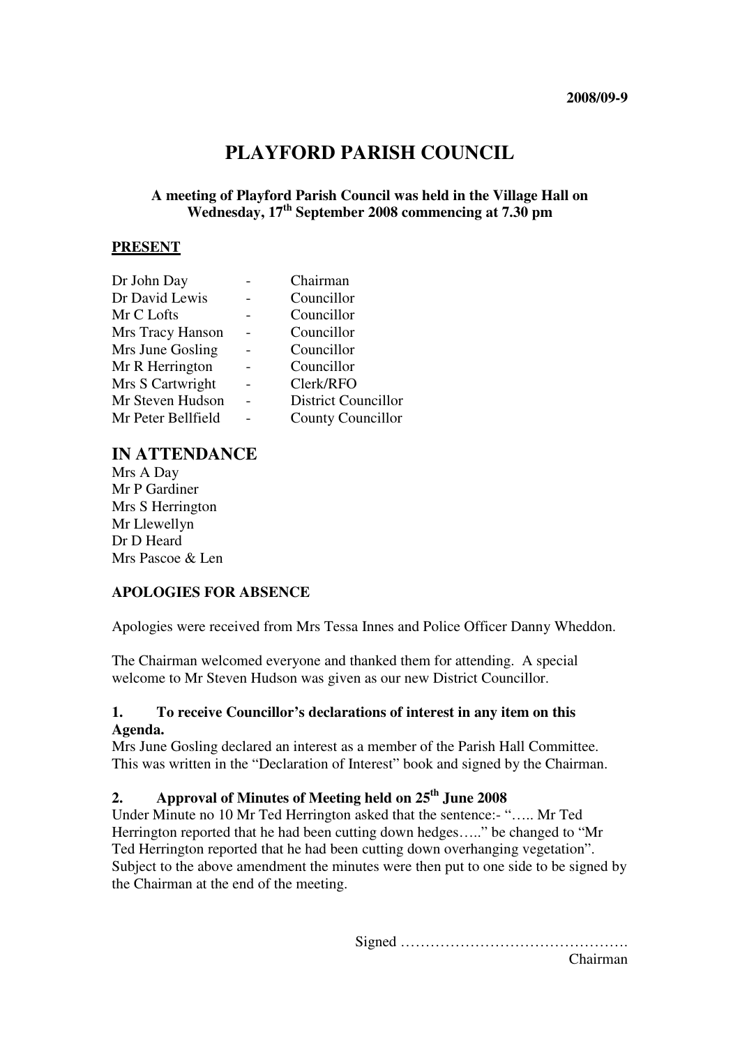**2008/09-9**

# PLAYFORD PARISH COUNCIL

**A meeting of Playford Parish Council was held in the Village Hall on Wednesday, 17th September 2008 commencing at 7.30 pm**

**PRESENT**

| | | |
|---|---|---|
| Dr John Day | - | Chairman |
| Dr David Lewis | - | Councillor |
| Mr C Lofts | - | Councillor |
| Mrs Tracy Hanson | - | Councillor |
| Mrs June Gosling | - | Councillor |
| Mr R Herrington | - | Councillor |
| Mrs S Cartwright | - | Clerk/RFO |
| Mr Steven Hudson | - | District Councillor |
| Mr Peter Bellfield | - | County Councillor |

## IN ATTENDANCE

Mrs A Day
Mr P Gardiner
Mrs S Herrington
Mr Llewellyn
Dr D Heard
Mrs Pascoe & Len

**APOLOGIES FOR ABSENCE**

Apologies were received from Mrs Tessa Innes and Police Officer Danny Wheddon.

The Chairman welcomed everyone and thanked them for attending. A special welcome to Mr Steven Hudson was given as our new District Councillor.

**1. To receive Councillor's declarations of interest in any item on this Agenda.**

Mrs June Gosling declared an interest as a member of the Parish Hall Committee. This was written in the "Declaration of Interest" book and signed by the Chairman.

**2. Approval of Minutes of Meeting held on 25th June 2008**

Under Minute no 10 Mr Ted Herrington asked that the sentence:- "….. Mr Ted Herrington reported that he had been cutting down hedges….." be changed to "Mr Ted Herrington reported that he had been cutting down overhanging vegetation". Subject to the above amendment the minutes were then put to one side to be signed by the Chairman at the end of the meeting.

Signed ……………………………………….
Chairman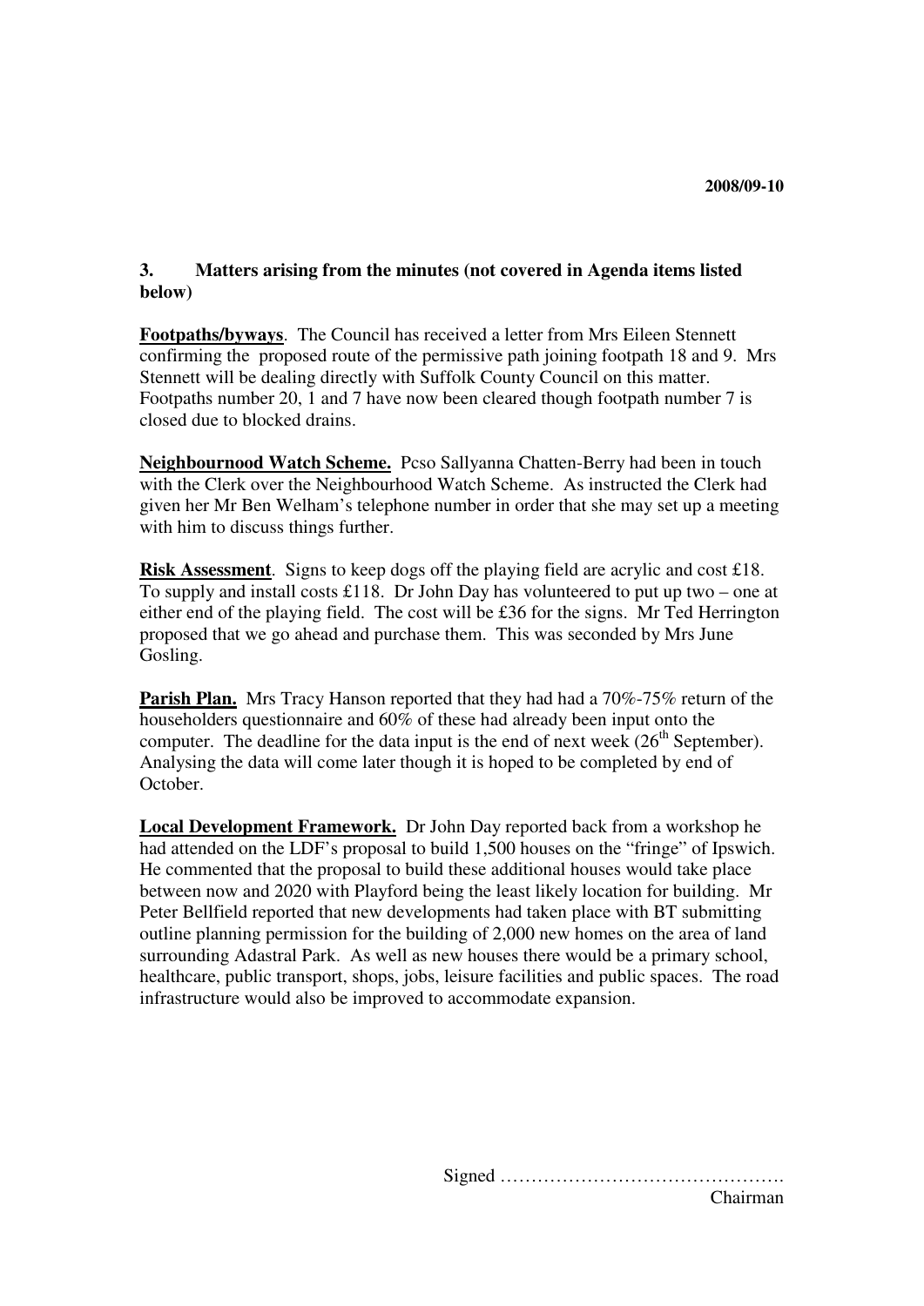2008/09-10

### 3. Matters arising from the minutes (not covered in Agenda items listed below)

**Footpaths/byways**. The Council has received a letter from Mrs Eileen Stennett confirming the proposed route of the permissive path joining footpath 18 and 9. Mrs Stennett will be dealing directly with Suffolk County Council on this matter. Footpaths number 20, 1 and 7 have now been cleared though footpath number 7 is closed due to blocked drains.

**Neighbournood Watch Scheme.** Pcso Sallyanna Chatten-Berry had been in touch with the Clerk over the Neighbourhood Watch Scheme. As instructed the Clerk had given her Mr Ben Welham's telephone number in order that she may set up a meeting with him to discuss things further.

**Risk Assessment**. Signs to keep dogs off the playing field are acrylic and cost £18. To supply and install costs £118. Dr John Day has volunteered to put up two – one at either end of the playing field. The cost will be £36 for the signs. Mr Ted Herrington proposed that we go ahead and purchase them. This was seconded by Mrs June Gosling.

**Parish Plan.** Mrs Tracy Hanson reported that they had had a 70%-75% return of the householders questionnaire and 60% of these had already been input onto the computer. The deadline for the data input is the end of next week (26th September). Analysing the data will come later though it is hoped to be completed by end of October.

**Local Development Framework.** Dr John Day reported back from a workshop he had attended on the LDF's proposal to build 1,500 houses on the "fringe" of Ipswich. He commented that the proposal to build these additional houses would take place between now and 2020 with Playford being the least likely location for building. Mr Peter Bellfield reported that new developments had taken place with BT submitting outline planning permission for the building of 2,000 new homes on the area of land surrounding Adastral Park. As well as new houses there would be a primary school, healthcare, public transport, shops, jobs, leisure facilities and public spaces. The road infrastructure would also be improved to accommodate expansion.

Signed ……………………………………….
Chairman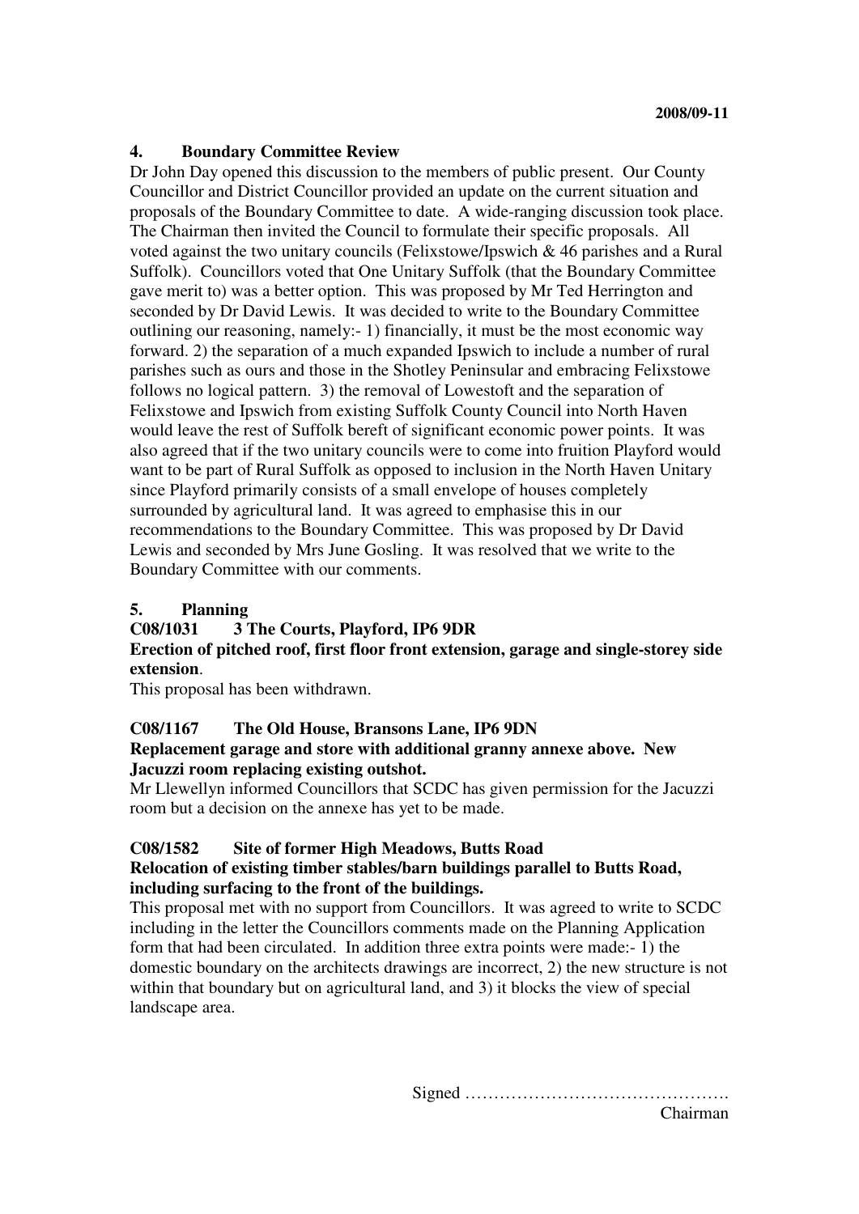**2008/09-11**

## 4. Boundary Committee Review

Dr John Day opened this discussion to the members of public present. Our County Councillor and District Councillor provided an update on the current situation and proposals of the Boundary Committee to date. A wide-ranging discussion took place. The Chairman then invited the Council to formulate their specific proposals. All voted against the two unitary councils (Felixstowe/Ipswich & 46 parishes and a Rural Suffolk). Councillors voted that One Unitary Suffolk (that the Boundary Committee gave merit to) was a better option. This was proposed by Mr Ted Herrington and seconded by Dr David Lewis. It was decided to write to the Boundary Committee outlining our reasoning, namely:- 1) financially, it must be the most economic way forward. 2) the separation of a much expanded Ipswich to include a number of rural parishes such as ours and those in the Shotley Peninsular and embracing Felixstowe follows no logical pattern. 3) the removal of Lowestoft and the separation of Felixstowe and Ipswich from existing Suffolk County Council into North Haven would leave the rest of Suffolk bereft of significant economic power points. It was also agreed that if the two unitary councils were to come into fruition Playford would want to be part of Rural Suffolk as opposed to inclusion in the North Haven Unitary since Playford primarily consists of a small envelope of houses completely surrounded by agricultural land. It was agreed to emphasise this in our recommendations to the Boundary Committee. This was proposed by Dr David Lewis and seconded by Mrs June Gosling. It was resolved that we write to the Boundary Committee with our comments.

## 5. Planning

**C08/1031 3 The Courts, Playford, IP6 9DR**

**Erection of pitched roof, first floor front extension, garage and single-storey side extension**.

This proposal has been withdrawn.

**C08/1167 The Old House, Bransons Lane, IP6 9DN**

**Replacement garage and store with additional granny annexe above. New Jacuzzi room replacing existing outshot.**

Mr Llewellyn informed Councillors that SCDC has given permission for the Jacuzzi room but a decision on the annexe has yet to be made.

**C08/1582 Site of former High Meadows, Butts Road**

**Relocation of existing timber stables/barn buildings parallel to Butts Road, including surfacing to the front of the buildings.**

This proposal met with no support from Councillors. It was agreed to write to SCDC including in the letter the Councillors comments made on the Planning Application form that had been circulated. In addition three extra points were made:- 1) the domestic boundary on the architects drawings are incorrect, 2) the new structure is not within that boundary but on agricultural land, and 3) it blocks the view of special landscape area.

Signed ……………………………………….
Chairman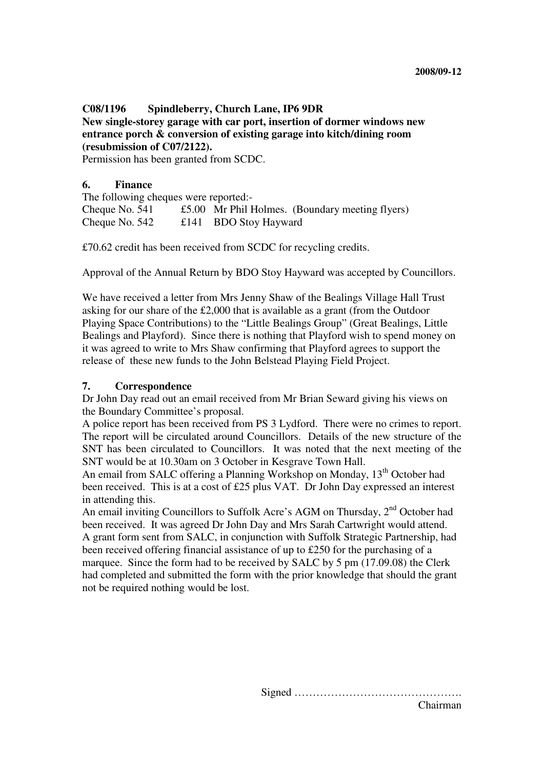**2008/09-12**

**C08/1196 Spindleberry, Church Lane, IP6 9DR**
**New single-storey garage with car port, insertion of dormer windows new entrance porch & conversion of existing garage into kitch/dining room (resubmission of C07/2122).**
Permission has been granted from SCDC.

## 6. Finance

The following cheques were reported:-

| | | |
|---|---|---|
| Cheque No. 541 | £5.00 | Mr Phil Holmes. (Boundary meeting flyers) |
| Cheque No. 542 | £141 | BDO Stoy Hayward |

£70.62 credit has been received from SCDC for recycling credits.

Approval of the Annual Return by BDO Stoy Hayward was accepted by Councillors.

We have received a letter from Mrs Jenny Shaw of the Bealings Village Hall Trust asking for our share of the £2,000 that is available as a grant (from the Outdoor Playing Space Contributions) to the "Little Bealings Group" (Great Bealings, Little Bealings and Playford). Since there is nothing that Playford wish to spend money on it was agreed to write to Mrs Shaw confirming that Playford agrees to support the release of these new funds to the John Belstead Playing Field Project.

## 7. Correspondence

Dr John Day read out an email received from Mr Brian Seward giving his views on the Boundary Committee's proposal.
A police report has been received from PS 3 Lydford. There were no crimes to report. The report will be circulated around Councillors. Details of the new structure of the SNT has been circulated to Councillors. It was noted that the next meeting of the SNT would be at 10.30am on 3 October in Kesgrave Town Hall.
An email from SALC offering a Planning Workshop on Monday, 13th October had been received. This is at a cost of £25 plus VAT. Dr John Day expressed an interest in attending this.
An email inviting Councillors to Suffolk Acre's AGM on Thursday, 2nd October had been received. It was agreed Dr John Day and Mrs Sarah Cartwright would attend.
A grant form sent from SALC, in conjunction with Suffolk Strategic Partnership, had been received offering financial assistance of up to £250 for the purchasing of a marquee. Since the form had to be received by SALC by 5 pm (17.09.08) the Clerk had completed and submitted the form with the prior knowledge that should the grant not be required nothing would be lost.

Signed ……………………………………….
Chairman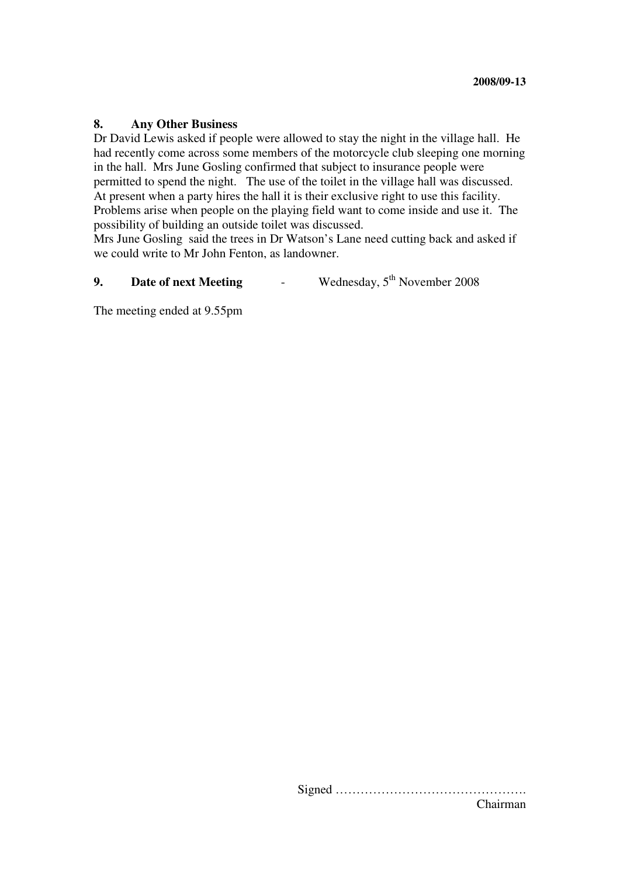**2008/09-13**

## 8. Any Other Business

Dr David Lewis asked if people were allowed to stay the night in the village hall. He had recently come across some members of the motorcycle club sleeping one morning in the hall. Mrs June Gosling confirmed that subject to insurance people were permitted to spend the night. The use of the toilet in the village hall was discussed. At present when a party hires the hall it is their exclusive right to use this facility. Problems arise when people on the playing field want to come inside and use it. The possibility of building an outside toilet was discussed.

Mrs June Gosling said the trees in Dr Watson's Lane need cutting back and asked if we could write to Mr John Fenton, as landowner.

## 9. Date of next Meeting - Wednesday, 5th November 2008

The meeting ended at 9.55pm

Signed ……………………………………….

Chairman